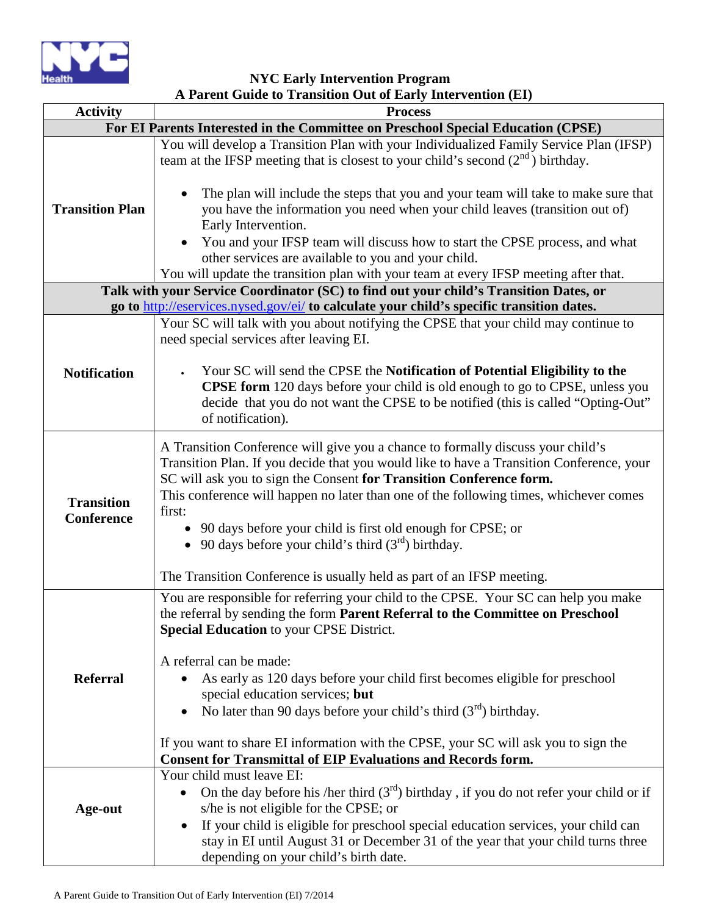# NYC Early Intervention Program
## A Parent Guide to Transition Out of Early Intervention (EI)

| Activity | Process |
|---|---|
| **For EI Parents Interested in the Committee on Preschool Special Education (CPSE)** | |
| **Transition Plan** | You will develop a Transition Plan with your Individualized Family Service Plan (IFSP) team at the IFSP meeting that is closest to your child's second (2nd) birthday.<br><br>• The plan will include the steps that you and your team will take to make sure that you have the information you need when your child leaves (transition out of) Early Intervention.<br>• You and your IFSP team will discuss how to start the CPSE process, and what other services are available to you and your child.<br><br>You will update the transition plan with your team at every IFSP meeting after that. |
| **Talk with your Service Coordinator (SC) to find out your child's Transition Dates, or go to http://eservices.nysed.gov/ei/ to calculate your child's specific transition dates.** | |
| **Notification** | Your SC will talk with you about notifying the CPSE that your child may continue to need special services after leaving EI.<br><br>• Your SC will send the CPSE the **Notification of Potential Eligibility to the CPSE form** 120 days before your child is old enough to go to CPSE, unless you decide that you do not want the CPSE to be notified (this is called "Opting-Out" of notification). |
| **Transition Conference** | A Transition Conference will give you a chance to formally discuss your child's Transition Plan. If you decide that you would like to have a Transition Conference, your SC will ask you to sign the Consent **for Transition Conference form.**<br>This conference will happen no later than one of the following times, whichever comes first:<br>• 90 days before your child is first old enough for CPSE; or<br>• 90 days before your child's third (3rd) birthday.<br><br>The Transition Conference is usually held as part of an IFSP meeting. |
| **Referral** | You are responsible for referring your child to the CPSE. Your SC can help you make the referral by sending the form **Parent Referral to the Committee on Preschool Special Education** to your CPSE District.<br><br>A referral can be made:<br>• As early as 120 days before your child first becomes eligible for preschool special education services; **but**<br>• No later than 90 days before your child's third (3rd) birthday.<br><br>If you want to share EI information with the CPSE, your SC will ask you to sign the **Consent for Transmittal of EIP Evaluations and Records form.** |
| **Age-out** | Your child must leave EI:<br>• On the day before his /her third (3rd) birthday , if you do not refer your child or if s/he is not eligible for the CPSE; or<br>• If your child is eligible for preschool special education services, your child can stay in EI until August 31 or December 31 of the year that your child turns three depending on your child's birth date. |

A Parent Guide to Transition Out of Early Intervention (EI) 7/2014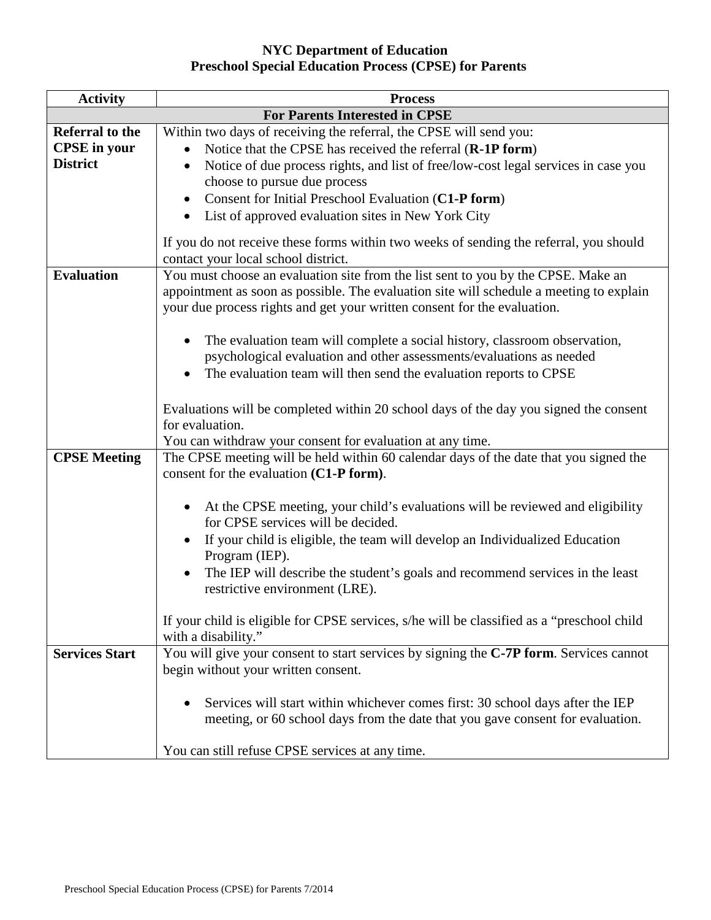# NYC Department of Education
## Preschool Special Education Process (CPSE) for Parents

| Activity | Process |
| --- | --- |
| **For Parents Interested in CPSE** | |
| **Referral to the CPSE in your District** | Within two days of receiving the referral, the CPSE will send you:<br>• Notice that the CPSE has received the referral (**R-1P form**)<br>• Notice of due process rights, and list of free/low-cost legal services in case you choose to pursue due process<br>• Consent for Initial Preschool Evaluation (**C1-P form**)<br>• List of approved evaluation sites in New York City<br><br>If you do not receive these forms within two weeks of sending the referral, you should contact your local school district. |
| **Evaluation** | You must choose an evaluation site from the list sent to you by the CPSE. Make an appointment as soon as possible. The evaluation site will schedule a meeting to explain your due process rights and get your written consent for the evaluation.<br><br>• The evaluation team will complete a social history, classroom observation, psychological evaluation and other assessments/evaluations as needed<br>• The evaluation team will then send the evaluation reports to CPSE<br><br>Evaluations will be completed within 20 school days of the day you signed the consent for evaluation.<br>You can withdraw your consent for evaluation at any time. |
| **CPSE Meeting** | The CPSE meeting will be held within 60 calendar days of the date that you signed the consent for the evaluation **(C1-P form)**.<br><br>• At the CPSE meeting, your child's evaluations will be reviewed and eligibility for CPSE services will be decided.<br>• If your child is eligible, the team will develop an Individualized Education Program (IEP).<br>• The IEP will describe the student's goals and recommend services in the least restrictive environment (LRE).<br><br>If your child is eligible for CPSE services, s/he will be classified as a "preschool child with a disability." |
| **Services Start** | You will give your consent to start services by signing the **C-7P form**. Services cannot begin without your written consent.<br><br>• Services will start within whichever comes first: 30 school days after the IEP meeting, or 60 school days from the date that you gave consent for evaluation.<br><br>You can still refuse CPSE services at any time. |